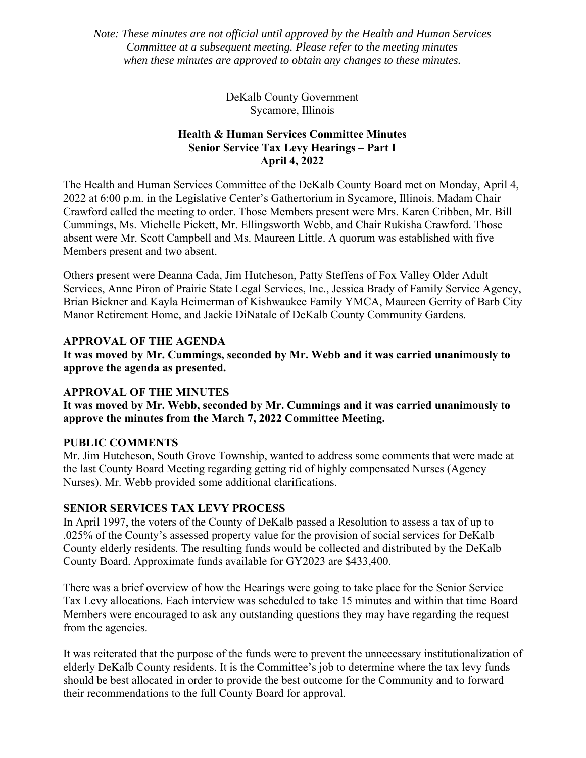*Note: These minutes are not official until approved by the Health and Human Services Committee at a subsequent meeting. Please refer to the meeting minutes when these minutes are approved to obtain any changes to these minutes.*

DeKalb County Government
Sycamore, Illinois

# Health & Human Services Committee Minutes
## Senior Service Tax Levy Hearings – Part I
## April 4, 2022

The Health and Human Services Committee of the DeKalb County Board met on Monday, April 4, 2022 at 6:00 p.m. in the Legislative Center's Gathertorium in Sycamore, Illinois. Madam Chair Crawford called the meeting to order. Those Members present were Mrs. Karen Cribben, Mr. Bill Cummings, Ms. Michelle Pickett, Mr. Ellingsworth Webb, and Chair Rukisha Crawford. Those absent were Mr. Scott Campbell and Ms. Maureen Little. A quorum was established with five Members present and two absent.

Others present were Deanna Cada, Jim Hutcheson, Patty Steffens of Fox Valley Older Adult Services, Anne Piron of Prairie State Legal Services, Inc., Jessica Brady of Family Service Agency, Brian Bickner and Kayla Heimerman of Kishwaukee Family YMCA, Maureen Gerrity of Barb City Manor Retirement Home, and Jackie DiNatale of DeKalb County Community Gardens.

**APPROVAL OF THE AGENDA**

**It was moved by Mr. Cummings, seconded by Mr. Webb and it was carried unanimously to approve the agenda as presented.**

**APPROVAL OF THE MINUTES**

**It was moved by Mr. Webb, seconded by Mr. Cummings and it was carried unanimously to approve the minutes from the March 7, 2022 Committee Meeting.**

**PUBLIC COMMENTS**

Mr. Jim Hutcheson, South Grove Township, wanted to address some comments that were made at the last County Board Meeting regarding getting rid of highly compensated Nurses (Agency Nurses). Mr. Webb provided some additional clarifications.

**SENIOR SERVICES TAX LEVY PROCESS**

In April 1997, the voters of the County of DeKalb passed a Resolution to assess a tax of up to .025% of the County's assessed property value for the provision of social services for DeKalb County elderly residents. The resulting funds would be collected and distributed by the DeKalb County Board. Approximate funds available for GY2023 are $433,400.

There was a brief overview of how the Hearings were going to take place for the Senior Service Tax Levy allocations. Each interview was scheduled to take 15 minutes and within that time Board Members were encouraged to ask any outstanding questions they may have regarding the request from the agencies.

It was reiterated that the purpose of the funds were to prevent the unnecessary institutionalization of elderly DeKalb County residents. It is the Committee's job to determine where the tax levy funds should be best allocated in order to provide the best outcome for the Community and to forward their recommendations to the full County Board for approval.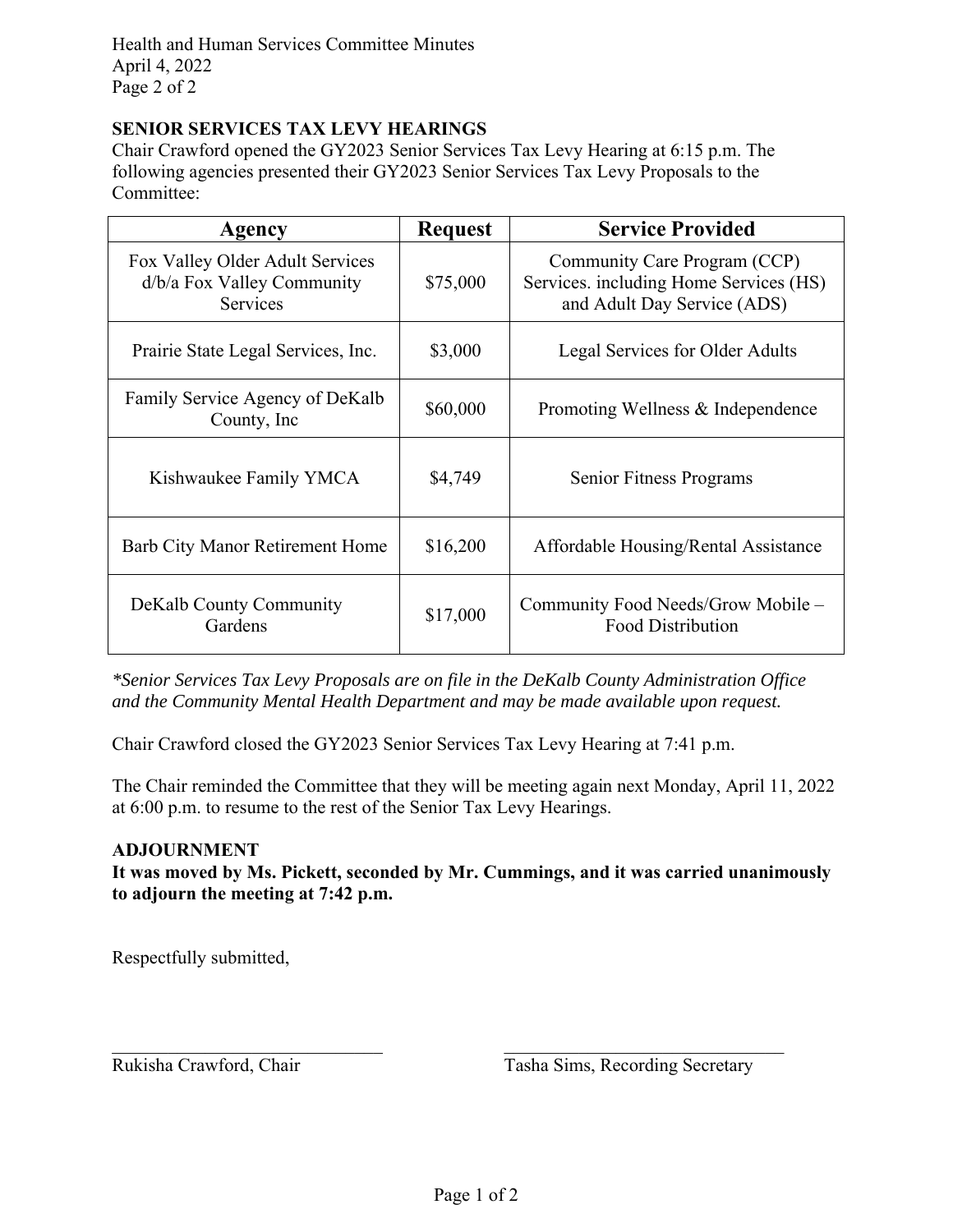## SENIOR SERVICES TAX LEVY HEARINGS

Chair Crawford opened the GY2023 Senior Services Tax Levy Hearing at 6:15 p.m. The following agencies presented their GY2023 Senior Services Tax Levy Proposals to the Committee:

| Agency | Request | Service Provided |
|---|---|---|
| Fox Valley Older Adult Services d/b/a Fox Valley Community Services | $75,000 | Community Care Program (CCP) Services. including Home Services (HS) and Adult Day Service (ADS) |
| Prairie State Legal Services, Inc. | $3,000 | Legal Services for Older Adults |
| Family Service Agency of DeKalb County, Inc | $60,000 | Promoting Wellness & Independence |
| Kishwaukee Family YMCA | $4,749 | Senior Fitness Programs |
| Barb City Manor Retirement Home | $16,200 | Affordable Housing/Rental Assistance |
| DeKalb County Community Gardens | $17,000 | Community Food Needs/Grow Mobile – Food Distribution |

*\*Senior Services Tax Levy Proposals are on file in the DeKalb County Administration Office and the Community Mental Health Department and may be made available upon request.*

Chair Crawford closed the GY2023 Senior Services Tax Levy Hearing at 7:41 p.m.

The Chair reminded the Committee that they will be meeting again next Monday, April 11, 2022 at 6:00 p.m. to resume to the rest of the Senior Tax Levy Hearings.

## ADJOURNMENT

**It was moved by Ms. Pickett, seconded by Mr. Cummings, and it was carried unanimously to adjourn the meeting at 7:42 p.m.**

Respectfully submitted,

\_\_\_\_\_\_\_\_\_\_\_\_\_\_\_\_\_\_\_\_\_\_\_\_\_\_\_\_\_\_\_\_
Rukisha Crawford, Chair

\_\_\_\_\_\_\_\_\_\_\_\_\_\_\_\_\_\_\_\_\_\_\_\_\_\_\_\_\_\_\_\_
Tasha Sims, Recording Secretary